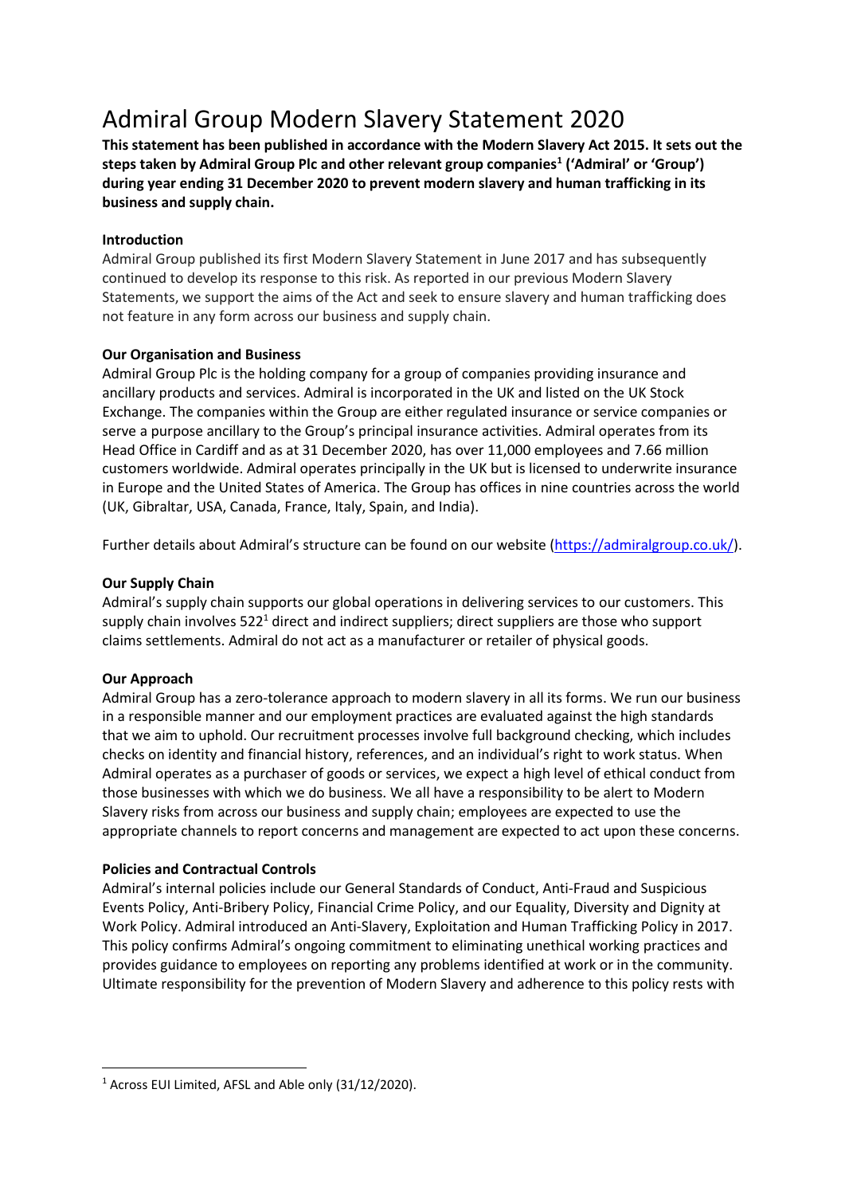# Admiral Group Modern Slavery Statement 2020

**This statement has been published in accordance with the Modern Slavery Act 2015. It sets out the steps taken by Admiral Group Plc and other relevant group companies[1] ('Admiral' or 'Group') during year ending 31 December 2020 to prevent modern slavery and human trafficking in its business and supply chain.**

**Introduction**

Admiral Group published its first Modern Slavery Statement in June 2017 and has subsequently continued to develop its response to this risk. As reported in our previous Modern Slavery Statements, we support the aims of the Act and seek to ensure slavery and human trafficking does not feature in any form across our business and supply chain.

**Our Organisation and Business**

Admiral Group Plc is the holding company for a group of companies providing insurance and ancillary products and services. Admiral is incorporated in the UK and listed on the UK Stock Exchange. The companies within the Group are either regulated insurance or service companies or serve a purpose ancillary to the Group's principal insurance activities. Admiral operates from its Head Office in Cardiff and as at 31 December 2020, has over 11,000 employees and 7.66 million customers worldwide. Admiral operates principally in the UK but is licensed to underwrite insurance in Europe and the United States of America. The Group has offices in nine countries across the world (UK, Gibraltar, USA, Canada, France, Italy, Spain, and India).

Further details about Admiral's structure can be found on our website (https://admiralgroup.co.uk/).

**Our Supply Chain**

Admiral's supply chain supports our global operations in delivering services to our customers. This supply chain involves 522[1] direct and indirect suppliers; direct suppliers are those who support claims settlements. Admiral do not act as a manufacturer or retailer of physical goods.

**Our Approach**

Admiral Group has a zero-tolerance approach to modern slavery in all its forms. We run our business in a responsible manner and our employment practices are evaluated against the high standards that we aim to uphold. Our recruitment processes involve full background checking, which includes checks on identity and financial history, references, and an individual's right to work status. When Admiral operates as a purchaser of goods or services, we expect a high level of ethical conduct from those businesses with which we do business. We all have a responsibility to be alert to Modern Slavery risks from across our business and supply chain; employees are expected to use the appropriate channels to report concerns and management are expected to act upon these concerns.

**Policies and Contractual Controls**

Admiral's internal policies include our General Standards of Conduct, Anti-Fraud and Suspicious Events Policy, Anti-Bribery Policy, Financial Crime Policy, and our Equality, Diversity and Dignity at Work Policy. Admiral introduced an Anti-Slavery, Exploitation and Human Trafficking Policy in 2017. This policy confirms Admiral's ongoing commitment to eliminating unethical working practices and provides guidance to employees on reporting any problems identified at work or in the community. Ultimate responsibility for the prevention of Modern Slavery and adherence to this policy rests with

---

[1] Across EUI Limited, AFSL and Able only (31/12/2020).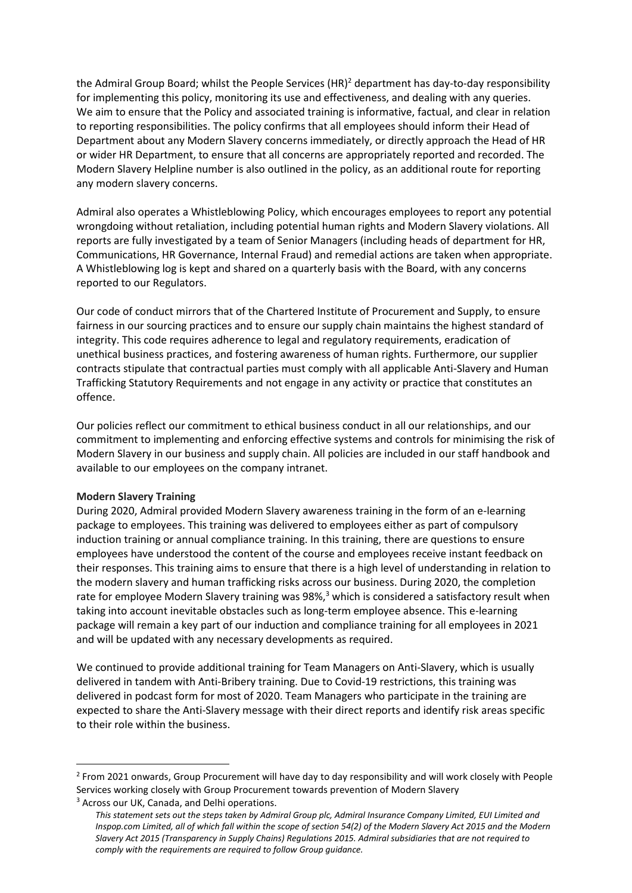the Admiral Group Board; whilst the People Services (HR)[2] department has day-to-day responsibility for implementing this policy, monitoring its use and effectiveness, and dealing with any queries. We aim to ensure that the Policy and associated training is informative, factual, and clear in relation to reporting responsibilities. The policy confirms that all employees should inform their Head of Department about any Modern Slavery concerns immediately, or directly approach the Head of HR or wider HR Department, to ensure that all concerns are appropriately reported and recorded. The Modern Slavery Helpline number is also outlined in the policy, as an additional route for reporting any modern slavery concerns.

Admiral also operates a Whistleblowing Policy, which encourages employees to report any potential wrongdoing without retaliation, including potential human rights and Modern Slavery violations. All reports are fully investigated by a team of Senior Managers (including heads of department for HR, Communications, HR Governance, Internal Fraud) and remedial actions are taken when appropriate. A Whistleblowing log is kept and shared on a quarterly basis with the Board, with any concerns reported to our Regulators.

Our code of conduct mirrors that of the Chartered Institute of Procurement and Supply, to ensure fairness in our sourcing practices and to ensure our supply chain maintains the highest standard of integrity. This code requires adherence to legal and regulatory requirements, eradication of unethical business practices, and fostering awareness of human rights. Furthermore, our supplier contracts stipulate that contractual parties must comply with all applicable Anti-Slavery and Human Trafficking Statutory Requirements and not engage in any activity or practice that constitutes an offence.

Our policies reflect our commitment to ethical business conduct in all our relationships, and our commitment to implementing and enforcing effective systems and controls for minimising the risk of Modern Slavery in our business and supply chain. All policies are included in our staff handbook and available to our employees on the company intranet.

**Modern Slavery Training**

During 2020, Admiral provided Modern Slavery awareness training in the form of an e-learning package to employees. This training was delivered to employees either as part of compulsory induction training or annual compliance training. In this training, there are questions to ensure employees have understood the content of the course and employees receive instant feedback on their responses. This training aims to ensure that there is a high level of understanding in relation to the modern slavery and human trafficking risks across our business. During 2020, the completion rate for employee Modern Slavery training was 98%,[3] which is considered a satisfactory result when taking into account inevitable obstacles such as long-term employee absence. This e-learning package will remain a key part of our induction and compliance training for all employees in 2021 and will be updated with any necessary developments as required.

We continued to provide additional training for Team Managers on Anti-Slavery, which is usually delivered in tandem with Anti-Bribery training. Due to Covid-19 restrictions, this training was delivered in podcast form for most of 2020. Team Managers who participate in the training are expected to share the Anti-Slavery message with their direct reports and identify risk areas specific to their role within the business.

---

[2] From 2021 onwards, Group Procurement will have day to day responsibility and will work closely with People Services working closely with Group Procurement towards prevention of Modern Slavery

[3] Across our UK, Canada, and Delhi operations.

*This statement sets out the steps taken by Admiral Group plc, Admiral Insurance Company Limited, EUI Limited and Inspop.com Limited, all of which fall within the scope of section 54(2) of the Modern Slavery Act 2015 and the Modern Slavery Act 2015 (Transparency in Supply Chains) Regulations 2015. Admiral subsidiaries that are not required to comply with the requirements are required to follow Group guidance.*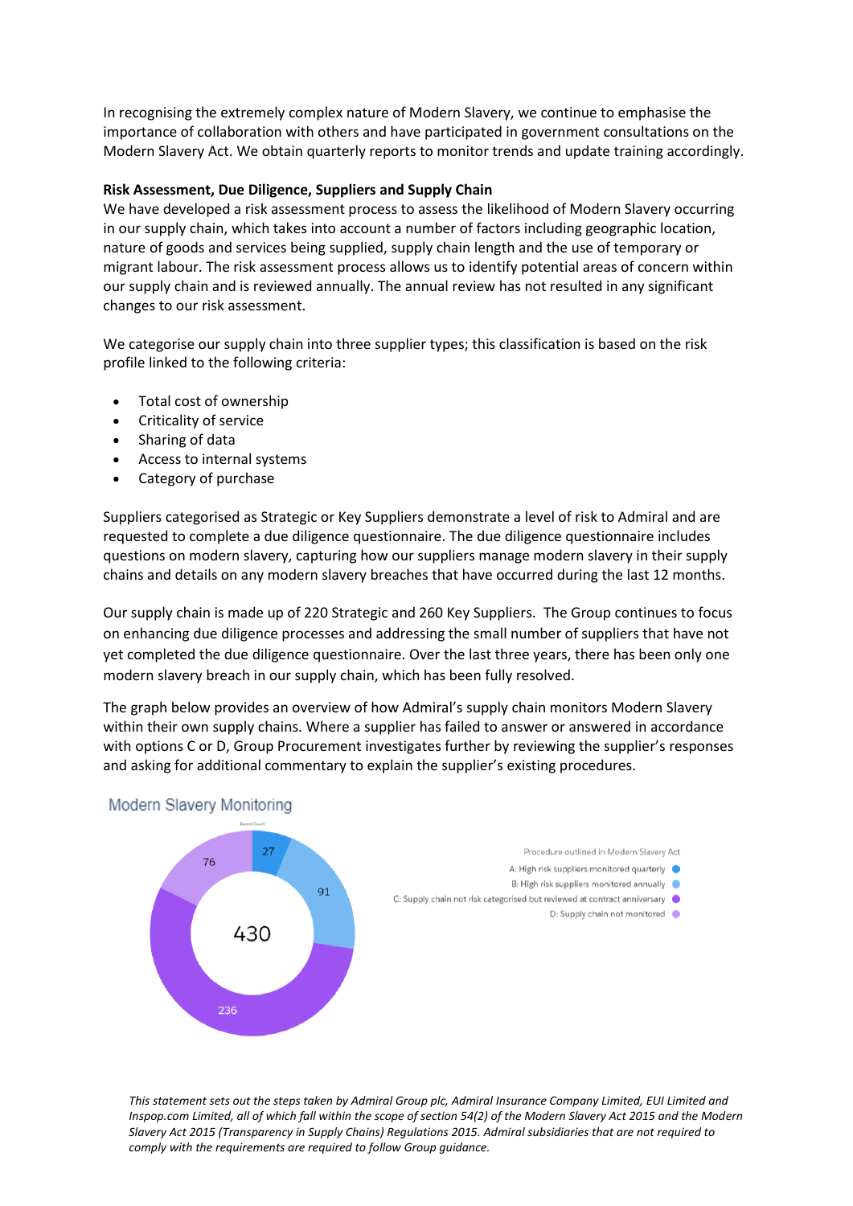In recognising the extremely complex nature of Modern Slavery, we continue to emphasise the importance of collaboration with others and have participated in government consultations on the Modern Slavery Act. We obtain quarterly reports to monitor trends and update training accordingly.

**Risk Assessment, Due Diligence, Suppliers and Supply Chain**

We have developed a risk assessment process to assess the likelihood of Modern Slavery occurring in our supply chain, which takes into account a number of factors including geographic location, nature of goods and services being supplied, supply chain length and the use of temporary or migrant labour. The risk assessment process allows us to identify potential areas of concern within our supply chain and is reviewed annually. The annual review has not resulted in any significant changes to our risk assessment.

We categorise our supply chain into three supplier types; this classification is based on the risk profile linked to the following criteria:

- Total cost of ownership
- Criticality of service
- Sharing of data
- Access to internal systems
- Category of purchase

Suppliers categorised as Strategic or Key Suppliers demonstrate a level of risk to Admiral and are requested to complete a due diligence questionnaire. The due diligence questionnaire includes questions on modern slavery, capturing how our suppliers manage modern slavery in their supply chains and details on any modern slavery breaches that have occurred during the last 12 months.

Our supply chain is made up of 220 Strategic and 260 Key Suppliers. The Group continues to focus on enhancing due diligence processes and addressing the small number of suppliers that have not yet completed the due diligence questionnaire. Over the last three years, there has been only one modern slavery breach in our supply chain, which has been fully resolved.

The graph below provides an overview of how Admiral's supply chain monitors Modern Slavery within their own supply chains. Where a supplier has failed to answer or answered in accordance with options C or D, Group Procurement investigates further by reviewing the supplier's responses and asking for additional commentary to explain the supplier's existing procedures.

**Modern Slavery Monitoring**

Total: 430

Procedure outlined in Modern Slavery Act

- A: High risk suppliers monitored quarterly – 27
- B: High risk suppliers monitored annually – 91
- C: Supply chain not risk categorised but reviewed at contract anniversary – 236
- D: Supply chain not monitored – 76

*This statement sets out the steps taken by Admiral Group plc, Admiral Insurance Company Limited, EUI Limited and Inspop.com Limited, all of which fall within the scope of section 54(2) of the Modern Slavery Act 2015 and the Modern Slavery Act 2015 (Transparency in Supply Chains) Regulations 2015. Admiral subsidiaries that are not required to comply with the requirements are required to follow Group guidance.*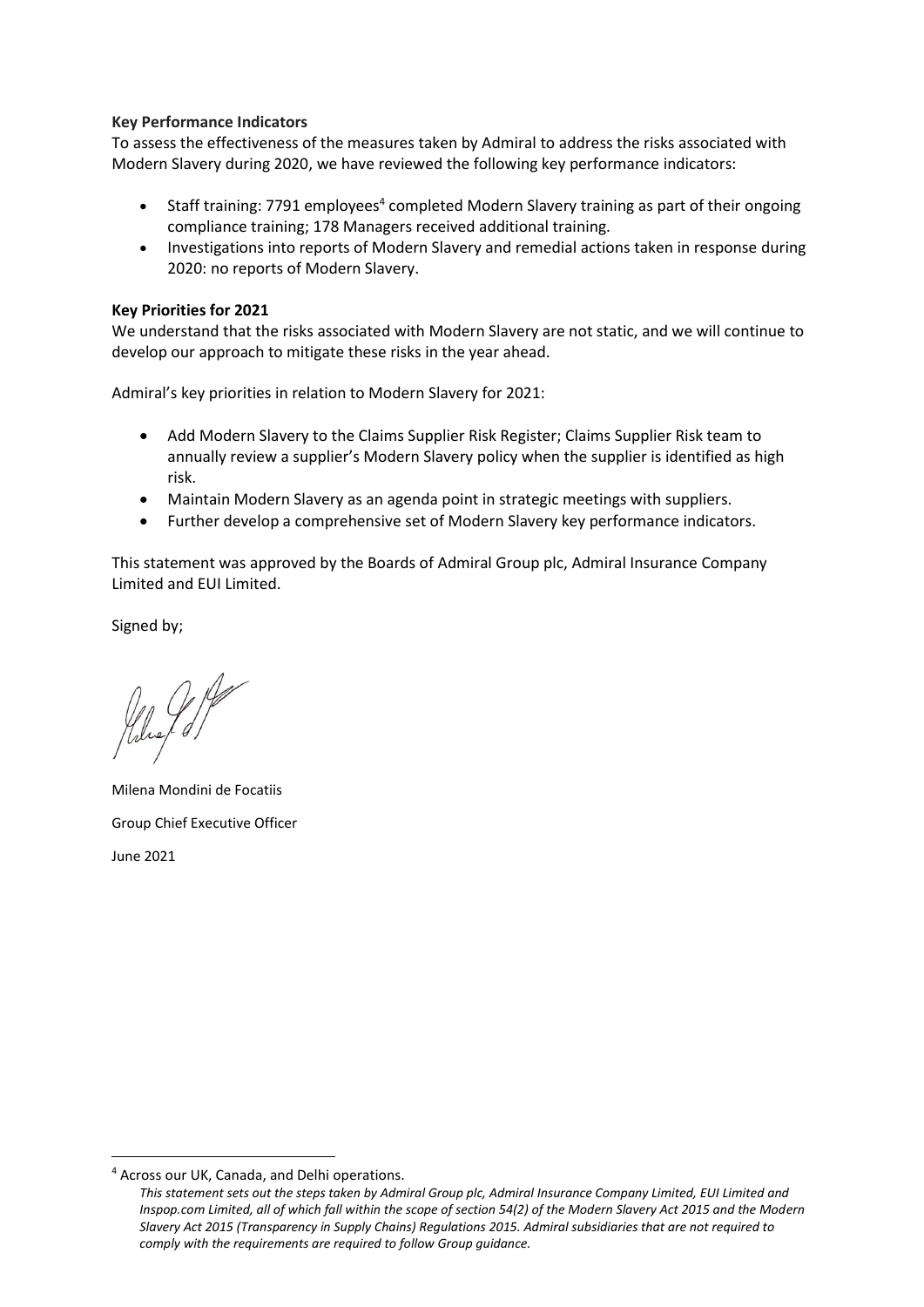**Key Performance Indicators**

To assess the effectiveness of the measures taken by Admiral to address the risks associated with Modern Slavery during 2020, we have reviewed the following key performance indicators:

- Staff training: 7791 employees[4] completed Modern Slavery training as part of their ongoing compliance training; 178 Managers received additional training.
- Investigations into reports of Modern Slavery and remedial actions taken in response during 2020: no reports of Modern Slavery.

**Key Priorities for 2021**

We understand that the risks associated with Modern Slavery are not static, and we will continue to develop our approach to mitigate these risks in the year ahead.

Admiral's key priorities in relation to Modern Slavery for 2021:

- Add Modern Slavery to the Claims Supplier Risk Register; Claims Supplier Risk team to annually review a supplier's Modern Slavery policy when the supplier is identified as high risk.
- Maintain Modern Slavery as an agenda point in strategic meetings with suppliers.
- Further develop a comprehensive set of Modern Slavery key performance indicators.

This statement was approved by the Boards of Admiral Group plc, Admiral Insurance Company Limited and EUI Limited.

Signed by;

Milena Mondini de Focatiis

Group Chief Executive Officer

June 2021

---

[4] Across our UK, Canada, and Delhi operations.

*This statement sets out the steps taken by Admiral Group plc, Admiral Insurance Company Limited, EUI Limited and Inspop.com Limited, all of which fall within the scope of section 54(2) of the Modern Slavery Act 2015 and the Modern Slavery Act 2015 (Transparency in Supply Chains) Regulations 2015. Admiral subsidiaries that are not required to comply with the requirements are required to follow Group guidance.*